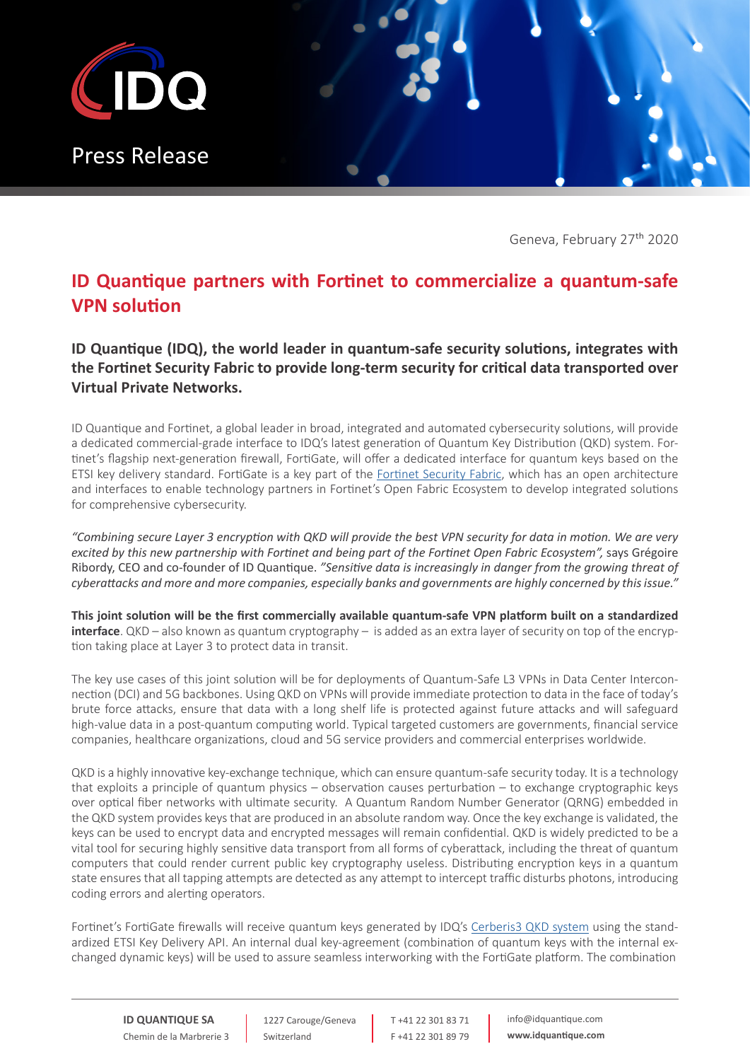Press Release

Geneva, February 27th 2020

# ID Quantique partners with Fortinet to commercialize a quantum-safe VPN solution

## ID Quantique (IDQ), the world leader in quantum-safe security solutions, integrates with the Fortinet Security Fabric to provide long-term security for critical data transported over Virtual Private Networks.

ID Quantique and Fortinet, a global leader in broad, integrated and automated cybersecurity solutions, will provide a dedicated commercial-grade interface to IDQ's latest generation of Quantum Key Distribution (QKD) system. Fortinet's flagship next-generation firewall, FortiGate, will offer a dedicated interface for quantum keys based on the ETSI key delivery standard. FortiGate is a key part of the Fortinet Security Fabric, which has an open architecture and interfaces to enable technology partners in Fortinet's Open Fabric Ecosystem to develop integrated solutions for comprehensive cybersecurity.

*"Combining secure Layer 3 encryption with QKD will provide the best VPN security for data in motion. We are very excited by this new partnership with Fortinet and being part of the Fortinet Open Fabric Ecosystem",* says Grégoire Ribordy, CEO and co-founder of ID Quantique. *"Sensitive data is increasingly in danger from the growing threat of cyberattacks and more and more companies, especially banks and governments are highly concerned by this issue."*

**This joint solution will be the first commercially available quantum-safe VPN platform built on a standardized interface**. QKD – also known as quantum cryptography – is added as an extra layer of security on top of the encryption taking place at Layer 3 to protect data in transit.

The key use cases of this joint solution will be for deployments of Quantum-Safe L3 VPNs in Data Center Interconnection (DCI) and 5G backbones. Using QKD on VPNs will provide immediate protection to data in the face of today's brute force attacks, ensure that data with a long shelf life is protected against future attacks and will safeguard high-value data in a post-quantum computing world. Typical targeted customers are governments, financial service companies, healthcare organizations, cloud and 5G service providers and commercial enterprises worldwide.

QKD is a highly innovative key-exchange technique, which can ensure quantum-safe security today. It is a technology that exploits a principle of quantum physics – observation causes perturbation – to exchange cryptographic keys over optical fiber networks with ultimate security. A Quantum Random Number Generator (QRNG) embedded in the QKD system provides keys that are produced in an absolute random way. Once the key exchange is validated, the keys can be used to encrypt data and encrypted messages will remain confidential. QKD is widely predicted to be a vital tool for securing highly sensitive data transport from all forms of cyberattack, including the threat of quantum computers that could render current public key cryptography useless. Distributing encryption keys in a quantum state ensures that all tapping attempts are detected as any attempt to intercept traffic disturbs photons, introducing coding errors and alerting operators.

Fortinet's FortiGate firewalls will receive quantum keys generated by IDQ's Cerberis3 QKD system using the standardized ETSI Key Delivery API. An internal dual key-agreement (combination of quantum keys with the internal exchanged dynamic keys) will be used to assure seamless interworking with the FortiGate platform. The combination

**ID QUANTIQUE SA** Chemin de la Marbrerie 3 | 1227 Carouge/Geneva Switzerland | T +41 22 301 83 71 F +41 22 301 89 79 | info@idquantique.com **www.idquantique.com**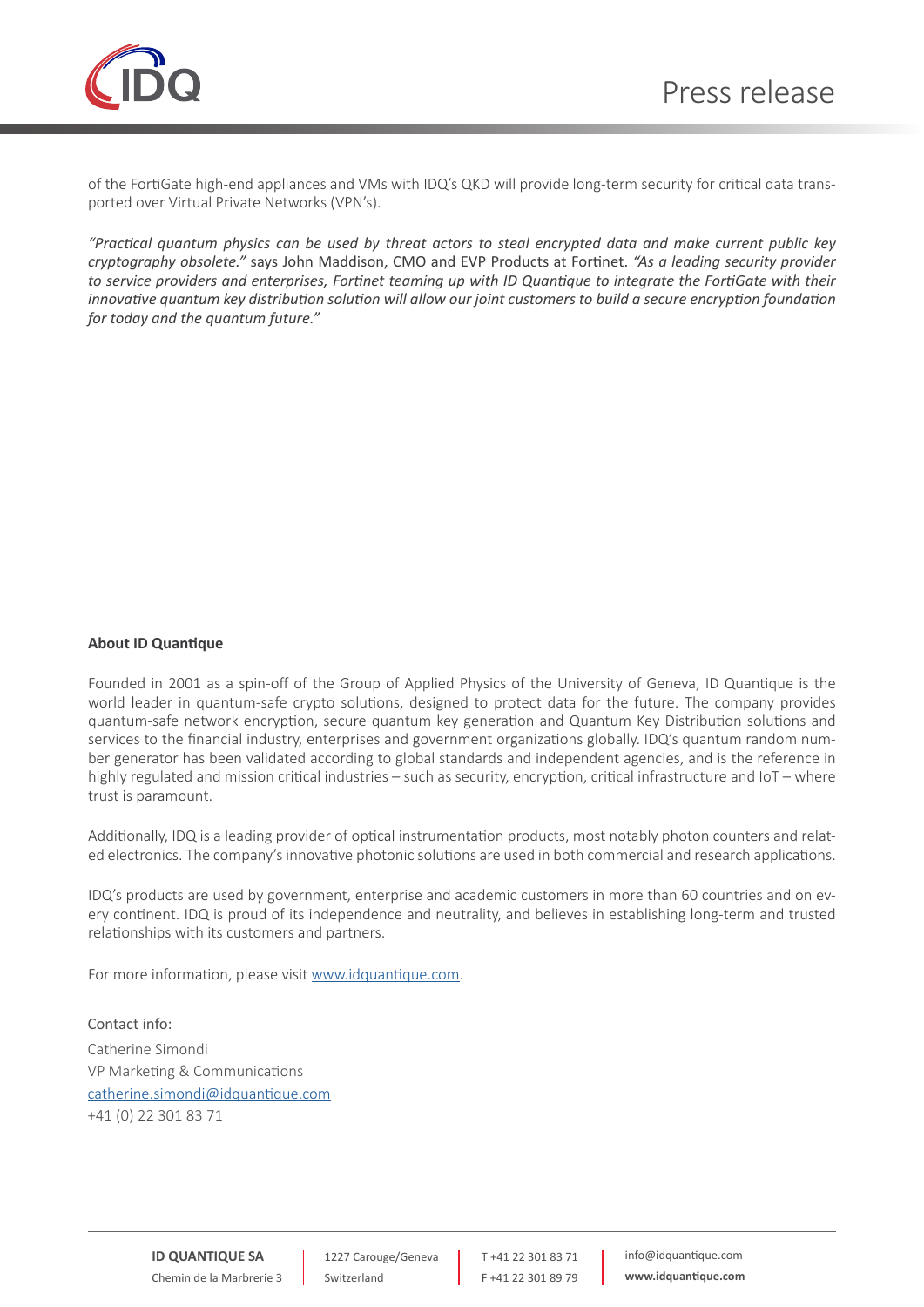of the FortiGate high-end appliances and VMs with IDQ's QKD will provide long-term security for critical data transported over Virtual Private Networks (VPN's).

*"Practical quantum physics can be used by threat actors to steal encrypted data and make current public key cryptography obsolete."* says John Maddison, CMO and EVP Products at Fortinet. *"As a leading security provider to service providers and enterprises, Fortinet teaming up with ID Quantique to integrate the FortiGate with their innovative quantum key distribution solution will allow our joint customers to build a secure encryption foundation for today and the quantum future."*

**About ID Quantique**

Founded in 2001 as a spin-off of the Group of Applied Physics of the University of Geneva, ID Quantique is the world leader in quantum-safe crypto solutions, designed to protect data for the future. The company provides quantum-safe network encryption, secure quantum key generation and Quantum Key Distribution solutions and services to the financial industry, enterprises and government organizations globally. IDQ's quantum random number generator has been validated according to global standards and independent agencies, and is the reference in highly regulated and mission critical industries – such as security, encryption, critical infrastructure and IoT – where trust is paramount.

Additionally, IDQ is a leading provider of optical instrumentation products, most notably photon counters and related electronics. The company's innovative photonic solutions are used in both commercial and research applications.

IDQ's products are used by government, enterprise and academic customers in more than 60 countries and on every continent. IDQ is proud of its independence and neutrality, and believes in establishing long-term and trusted relationships with its customers and partners.

For more information, please visit [www.idquantique.com](http://www.idquantique.com).

Contact info:
Catherine Simondi
VP Marketing & Communications
[catherine.simondi@idquantique.com](mailto:catherine.simondi@idquantique.com)
+41 (0) 22 301 83 71